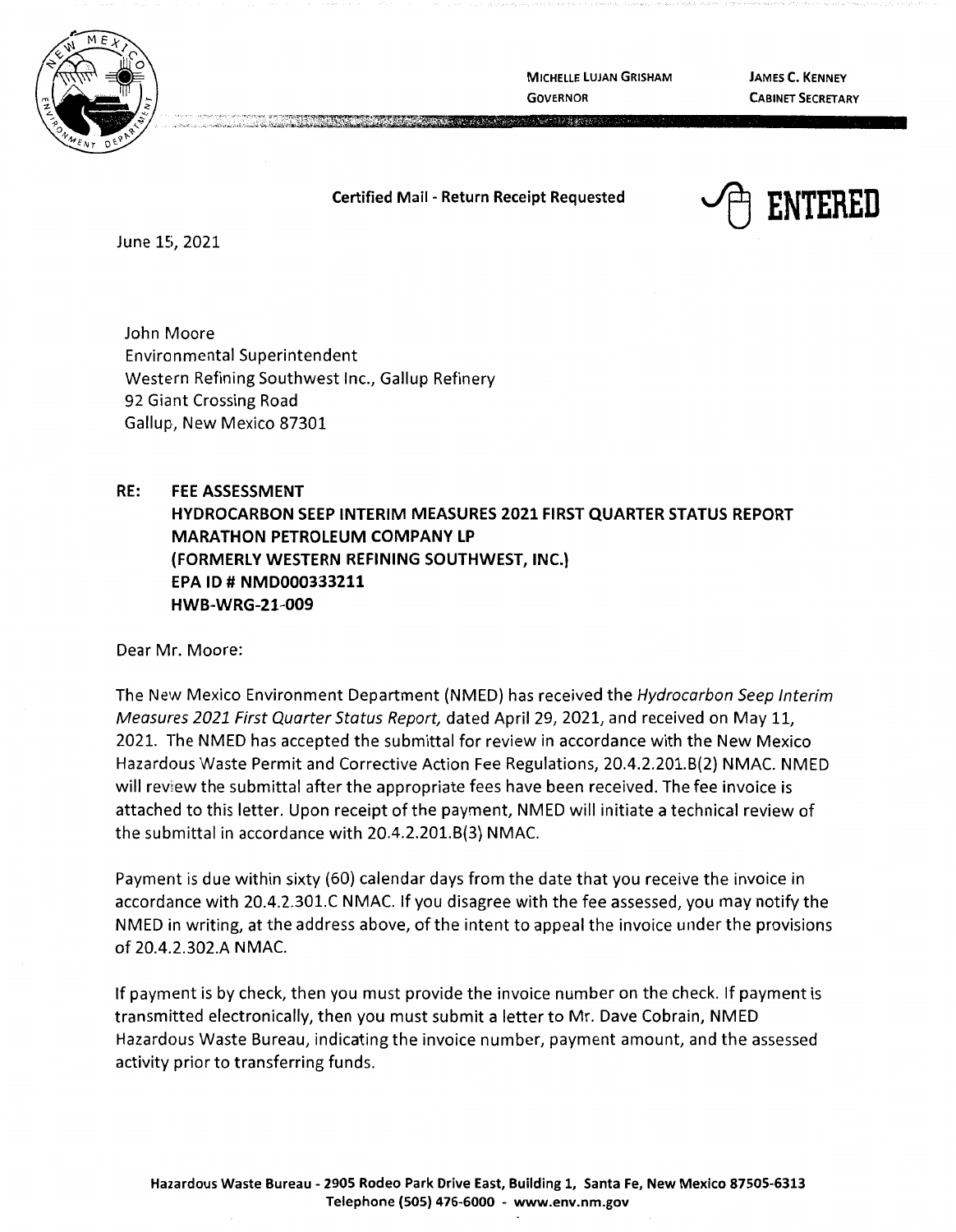MICHELLE LUJAN GRISHAM
GOVERNOR

JAMES C. KENNEY
CABINET SECRETARY

**Certified Mail - Return Receipt Requested**

**ENTERED**

June 15, 2021

John Moore
Environmental Superintendent
Western Refining Southwest Inc., Gallup Refinery
92 Giant Crossing Road
Gallup, New Mexico 87301

**RE: FEE ASSESSMENT**
**HYDROCARBON SEEP INTERIM MEASURES 2021 FIRST QUARTER STATUS REPORT**
**MARATHON PETROLEUM COMPANY LP**
**(FORMERLY WESTERN REFINING SOUTHWEST, INC.)**
**EPA ID # NMD000333211**
**HWB-WRG-21-009**

Dear Mr. Moore:

The New Mexico Environment Department (NMED) has received the *Hydrocarbon Seep Interim Measures 2021 First Quarter Status Report,* dated April 29, 2021, and received on May 11, 2021. The NMED has accepted the submittal for review in accordance with the New Mexico Hazardous Waste Permit and Corrective Action Fee Regulations, 20.4.2.201.B(2) NMAC. NMED will review the submittal after the appropriate fees have been received. The fee invoice is attached to this letter. Upon receipt of the payment, NMED will initiate a technical review of the submittal in accordance with 20.4.2.201.B(3) NMAC.

Payment is due within sixty (60) calendar days from the date that you receive the invoice in accordance with 20.4.2.301.C NMAC. If you disagree with the fee assessed, you may notify the NMED in writing, at the address above, of the intent to appeal the invoice under the provisions of 20.4.2.302.A NMAC.

If payment is by check, then you must provide the invoice number on the check. If payment is transmitted electronically, then you must submit a letter to Mr. Dave Cobrain, NMED Hazardous Waste Bureau, indicating the invoice number, payment amount, and the assessed activity prior to transferring funds.

**Hazardous Waste Bureau - 2905 Rodeo Park Drive East, Building 1, Santa Fe, New Mexico 87505-6313**
**Telephone (505) 476-6000 - www.env.nm.gov**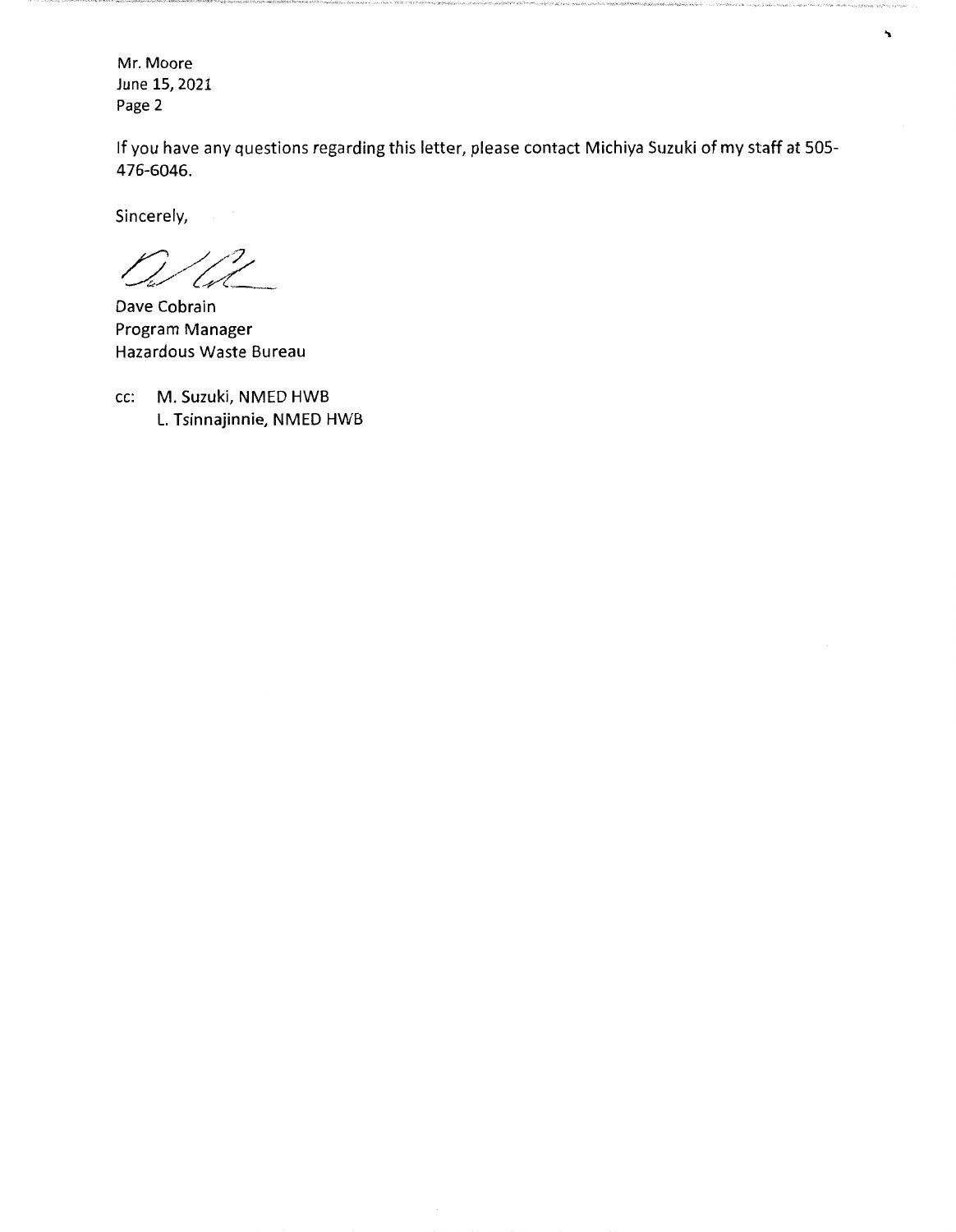If you have any questions regarding this letter, please contact Michiya Suzuki of my staff at 505-476-6046.

Sincerely,

Dave Cobrain
Program Manager
Hazardous Waste Bureau

cc: M. Suzuki, NMED HWB
L. Tsinnajinnie, NMED HWB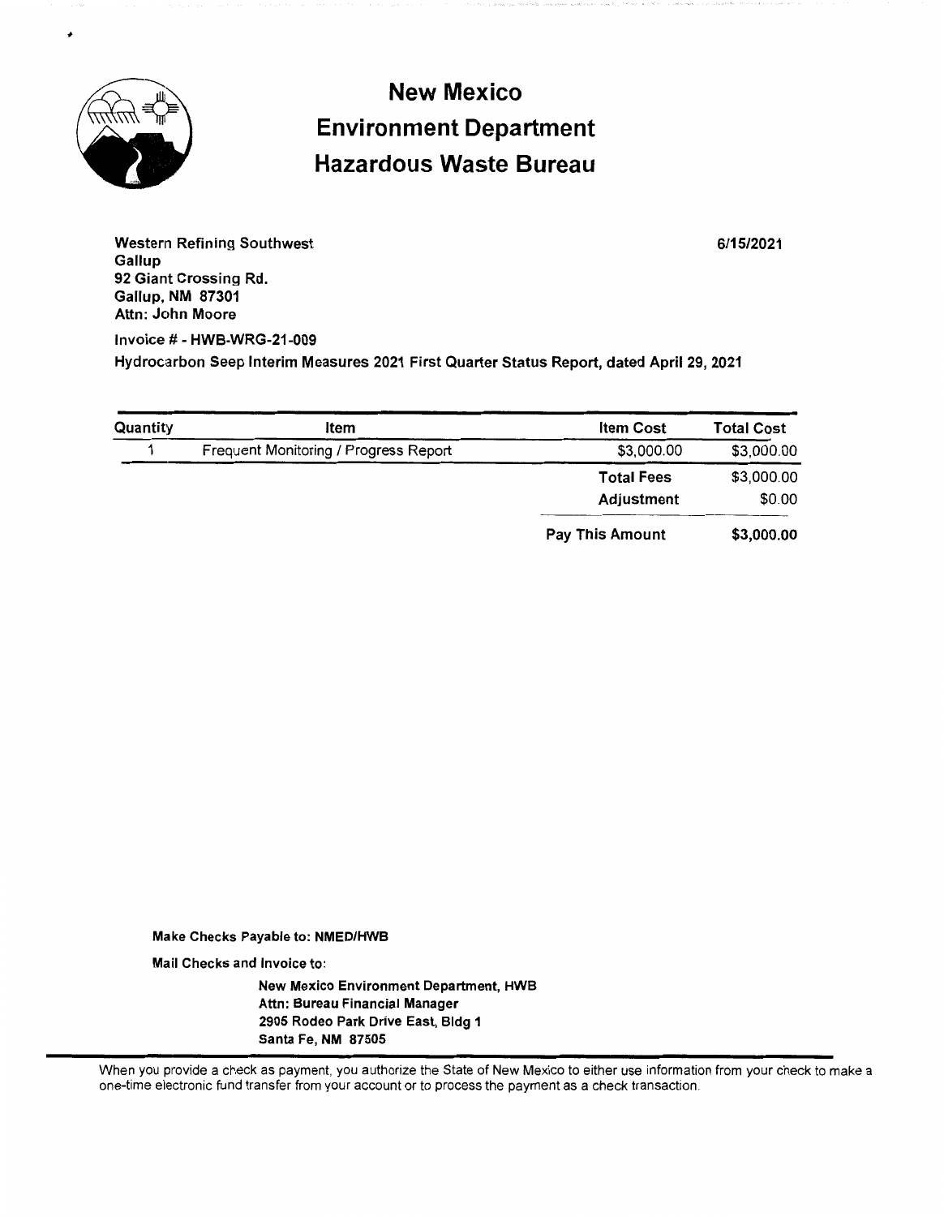# New Mexico Environment Department Hazardous Waste Bureau

**Western Refining Southwest**
**Gallup**
**92 Giant Crossing Rd.**
**Gallup, NM 87301**
**Attn: John Moore**

**6/15/2021**

**Invoice # - HWB-WRG-21-009**

**Hydrocarbon Seep Interim Measures 2021 First Quarter Status Report, dated April 29, 2021**

| Quantity | Item | Item Cost | Total Cost |
|---|---|---|---|
| 1 | Frequent Monitoring / Progress Report | $3,000.00 | $3,000.00 |
| | | **Total Fees** | $3,000.00 |
| | | **Adjustment** | $0.00 |
| | | **Pay This Amount** | **$3,000.00** |

**Make Checks Payable to: NMED/HWB**

**Mail Checks and Invoice to:**

**New Mexico Environment Department, HWB**
**Attn: Bureau Financial Manager**
**2905 Rodeo Park Drive East, Bldg 1**
**Santa Fe, NM 87505**

When you provide a check as payment, you authorize the State of New Mexico to either use information from your check to make a one-time electronic fund transfer from your account or to process the payment as a check transaction.